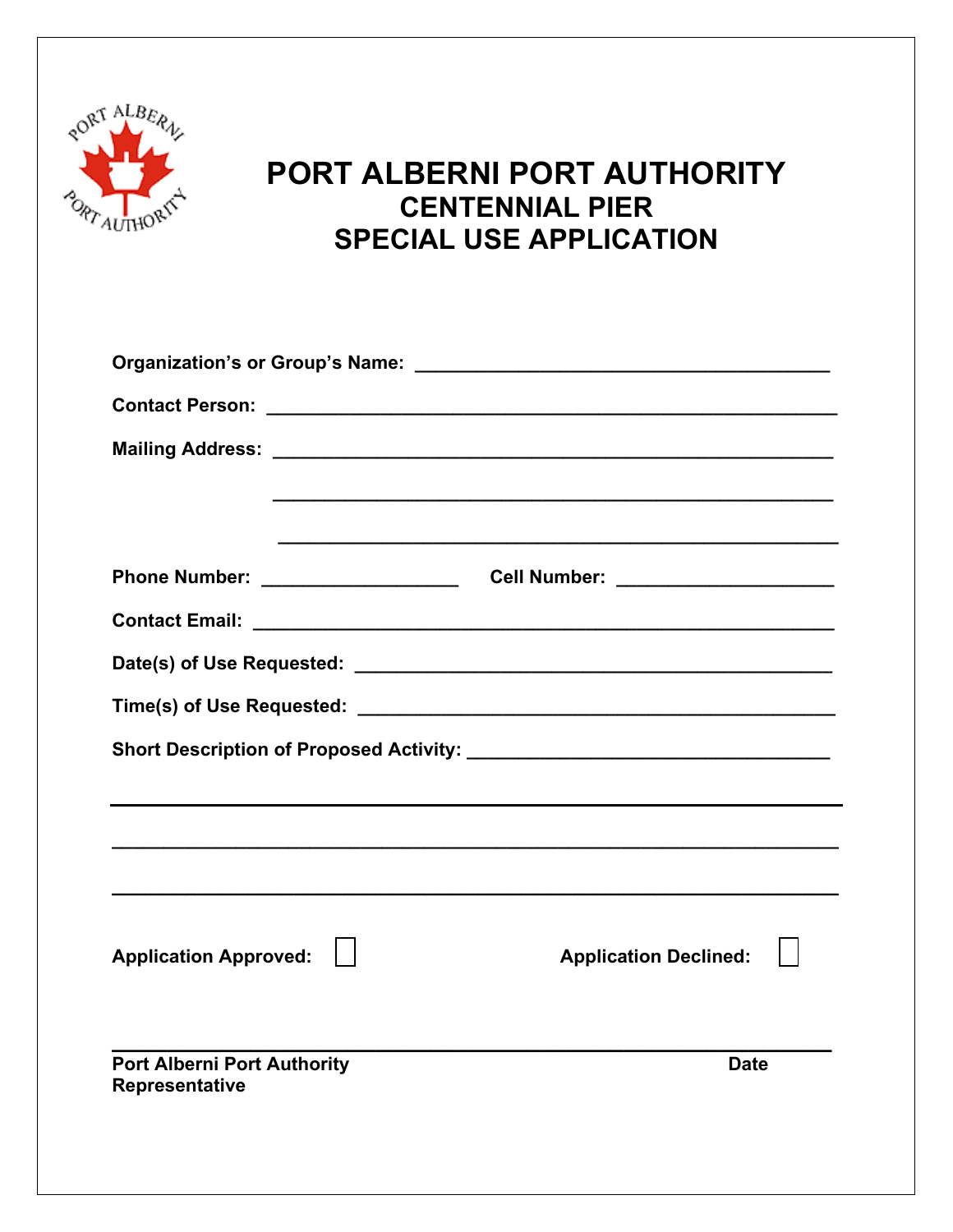# PORT ALBERNI PORT AUTHORITY
## CENTENNIAL PIER
## SPECIAL USE APPLICATION

**Organization's or Group's Name:** ______________________________________

**Contact Person:** ______________________________________________________

**Mailing Address:** _____________________________________________________

_____________________________________________________

_____________________________________________________

**Phone Number:** __________________ **Cell Number:** ____________________

**Contact Email:** _______________________________________________________

**Date(s) of Use Requested:** ____________________________________________

**Time(s) of Use Requested:** ____________________________________________

**Short Description of Proposed Activity:** _________________________________

______________________________________________________________________

______________________________________________________________________

______________________________________________________________________

**Application Approved:** ☐ **Application Declined:** ☐

______________________________________________________________________

**Port Alberni Port Authority Representative** **Date**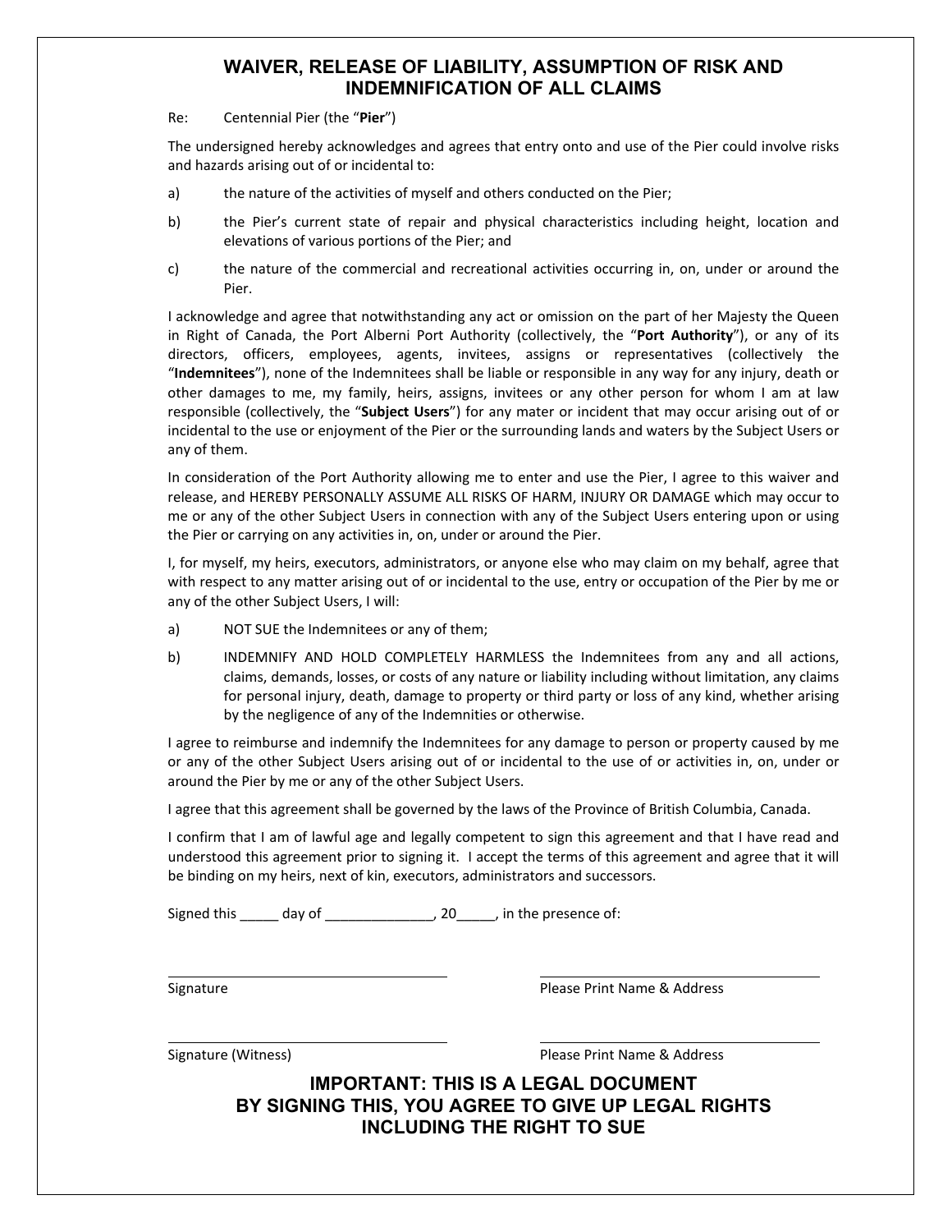# WAIVER, RELEASE OF LIABILITY, ASSUMPTION OF RISK AND INDEMNIFICATION OF ALL CLAIMS

Re: Centennial Pier (the "**Pier**")

The undersigned hereby acknowledges and agrees that entry onto and use of the Pier could involve risks and hazards arising out of or incidental to:

a) the nature of the activities of myself and others conducted on the Pier;

b) the Pier's current state of repair and physical characteristics including height, location and elevations of various portions of the Pier; and

c) the nature of the commercial and recreational activities occurring in, on, under or around the Pier.

I acknowledge and agree that notwithstanding any act or omission on the part of her Majesty the Queen in Right of Canada, the Port Alberni Port Authority (collectively, the "**Port Authority**"), or any of its directors, officers, employees, agents, invitees, assigns or representatives (collectively the "**Indemnitees**"), none of the Indemnitees shall be liable or responsible in any way for any injury, death or other damages to me, my family, heirs, assigns, invitees or any other person for whom I am at law responsible (collectively, the "**Subject Users**") for any mater or incident that may occur arising out of or incidental to the use or enjoyment of the Pier or the surrounding lands and waters by the Subject Users or any of them.

In consideration of the Port Authority allowing me to enter and use the Pier, I agree to this waiver and release, and HEREBY PERSONALLY ASSUME ALL RISKS OF HARM, INJURY OR DAMAGE which may occur to me or any of the other Subject Users in connection with any of the Subject Users entering upon or using the Pier or carrying on any activities in, on, under or around the Pier.

I, for myself, my heirs, executors, administrators, or anyone else who may claim on my behalf, agree that with respect to any matter arising out of or incidental to the use, entry or occupation of the Pier by me or any of the other Subject Users, I will:

a) NOT SUE the Indemnitees or any of them;

b) INDEMNIFY AND HOLD COMPLETELY HARMLESS the Indemnitees from any and all actions, claims, demands, losses, or costs of any nature or liability including without limitation, any claims for personal injury, death, damage to property or third party or loss of any kind, whether arising by the negligence of any of the Indemnities or otherwise.

I agree to reimburse and indemnify the Indemnitees for any damage to person or property caused by me or any of the other Subject Users arising out of or incidental to the use of or activities in, on, under or around the Pier by me or any of the other Subject Users.

I agree that this agreement shall be governed by the laws of the Province of British Columbia, Canada.

I confirm that I am of lawful age and legally competent to sign this agreement and that I have read and understood this agreement prior to signing it. I accept the terms of this agreement and agree that it will be binding on my heirs, next of kin, executors, administrators and successors.

Signed this _____ day of ______________, 20_____, in the presence of:

_________________________ Signature

_________________________ Please Print Name & Address

_________________________ Signature (Witness)

_________________________ Please Print Name & Address

**IMPORTANT: THIS IS A LEGAL DOCUMENT**
**BY SIGNING THIS, YOU AGREE TO GIVE UP LEGAL RIGHTS INCLUDING THE RIGHT TO SUE**